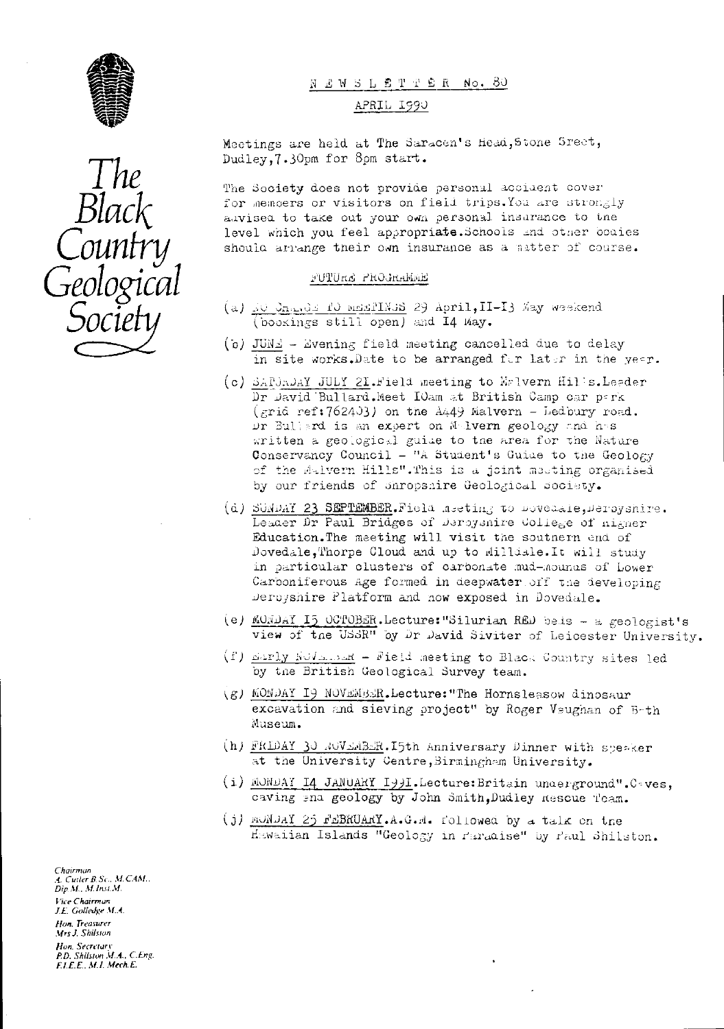# The Black Country Geological Society

## NEWSLETTER No. 80

### APRIL 1990

Meetings are held at The Saracen's Head, Stone Sreet, Dudley, 7.30pm for 8pm start.

The Society does not provide personal accident cover for members or visitors on field trips. You are strongly advised to take out your own personal insurance to the level which you feel appropriate. Schools and other bodies should arrange their own insurance as a matter of course.

### FUTURE PROGRAMME

(a) NO CHANGE TO MEETINGS 29 April, 11-13 May weekend (bookings still open) and 14 May.

(b) JUNE - Evening field meeting cancelled due to delay in site works. Date to be arranged for later in the year.

(c) SATURDAY JULY 21. Field meeting to Malvern Hills. Leader Dr David Bullard. Meet 10am at British Camp car park (grid ref: 762403) on the A449 Malvern - Ledbury road. Dr Bullard is an expert on Malvern geology and has written a geological guide to the area for the Nature Conservancy Council - "A Student's Guide to the Geology of the Malvern Hills". This is a joint meeting organised by our friends of Shropshire Geological Society.

(d) SUNDAY 23 SEPTEMBER. Field meeting to Dovedale, Derbyshire. Leader Dr Paul Bridges of Derbyshire College of Higher Education. The meeting will visit the southern end of Dovedale, Thorpe Cloud and up to Milldale. It will study in particular clusters of carbonate mud-mounds of Lower Carboniferous Age formed in deepwater off the developing Derbyshire Platform and now exposed in Dovedale.

(e) MONDAY 15 OCTOBER. Lecture: "Silurian RED beds - a geologist's view of the USSR" by Dr David Siviter of Leicester University.

(f) Early NOVEMBER - Field meeting to Black Country sites led by the British Geological Survey team.

(g) MONDAY 19 NOVEMBER. Lecture: "The Hornsleasow dinosaur excavation and sieving project" by Roger Vaughan of Bath Museum.

(h) FRIDAY 30 NOVEMBER. 15th Anniversary Dinner with speaker at the University Centre, Birmingham University.

(i) MONDAY 14 JANUARY 1991. Lecture: Britain underground". Caves, caving and geology by John Smith, Dudley Rescue Team.

(j) MONDAY 25 FEBRUARY. A.G.M. followed by a talk on the Hawaiian Islands "Geology in Paradise" by Paul Shilston.

*Chairman*
A. Cutler B.Sc., M.CAM., Dip.M., M.Inst.M.

*Vice Chairman*
J.E. Golledge M.A.

*Hon. Treasurer*
Mrs J. Shilston

*Hon. Secretary*
P.D. Shilston M.A., C.Eng. F.I.E.E., M.I. Mech.E.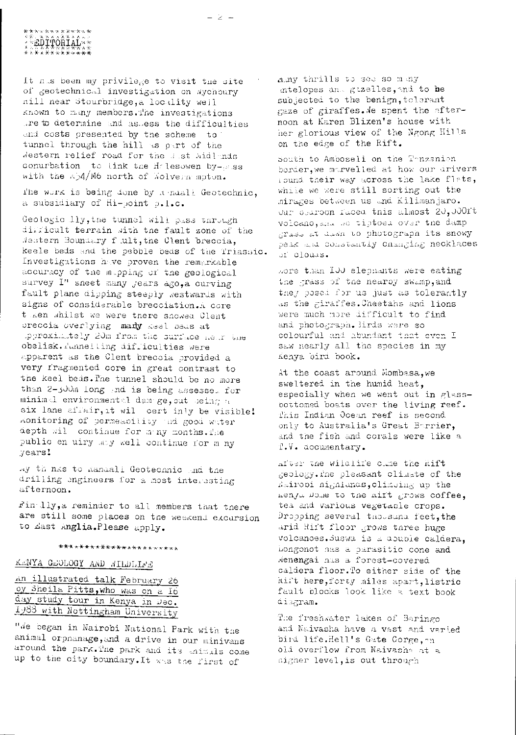## EDITORIAL

It has been my privilege to visit the site of geotechnical investigation on Wychbury Hill near Stourbridge, a locality well known to many members. The investigations are to determine and assess the difficulties and costs presented by the scheme to tunnel through the hill as part of the Western relief road for the West Midlands conurbation to link the Halesowen by-pass with the M54/M6 north of Wolverhampton.

The work is being done by Randall Geotechnic, a subsidiary of Hi-point p.l.c.

Geologically, the tunnel will pass through difficult terrain with the fault zone of the Western Boundary fault, the Clent breccia, Keele beds and the pebble beds of the Triassic. Investigations have proven the remarkable accuracy of the mapping of the geological survey 1" sheet many years ago, a curving fault plane dipping steeply westwards with signs of considerable brecciation. A core taken whilst we were there showed Clent breccia overlying marly Keel beds at approximately 20m from the surface near the obelisk. Tunnelling difficulties were apparent as the Clent breccia provided a very fragmented core in great contrast to the Keel beds. The tunnel should be no more than 2-300m long and is being assessed for minimal environmental damage, but being a six lane affair, it will certainly be visible! Monitoring of permeability and good water depth will continue for many months. The public enquiry may well continue for many years!

My thanks to Randall Geotechnic and the drilling engineers for a most interesting afternoon.

Finally, a reminder to all members that there are still some places on the weekend excursion to East Anglia. Please apply.

---

## KENYA GEOLOGY AND WILDLIFE

An illustrated talk February 26 by Sheila Pitts, who was on a 16 day study tour in Kenya in Dec. 1988 with Nottingham University

"We began in Nairobi National Park with the animal orphanage, and a drive in our minivans around the park. The park and its animals come up to the city boundary. It was the first of many thrills to see so many antelopes and gazelles, and to be subjected to the benign, tolerant gaze of giraffes. We spent the afternoon at Karen Blixen's house with her glorious view of the Ngong Hills on the edge of the Rift.

South to Amboseli on the Tanzanian border, we marvelled at how our drivers found their way across the lake flats, while we were still sorting out the mirages between us and Kilimanjaro. Our bedroom faced this almost 20,000ft volcano, and we tiptoed over the damp grass at dawn to photograph its snowy peak and constantly changing necklaces of clouds.

More than 100 elephants were eating the grass of the nearby swamp, and they posed for us just as tolerantly as the giraffes. Cheetahs and lions were much more difficult to find and photograph. Birds were so colourful and abundant that even I saw nearly all the species in my Kenya bird book.

At the coast around Mombasa, we sweltered in the humid heat, especially when we went out in glass-bottomed boats over the living reef. This Indian Ocean reef is second only to Australia's Great Barrier, and the fish and corals were like a T.V. documentary.

After the wildlife came the Rift geology. The pleasant climate of the Nairobi highlands, climbing up the Kenya Dome to the Rift grows coffee, tea and various vegetable crops. Dropping several thousand feet, the arid Rift floor grows three huge volcanoes. Suswa is a double caldera, Longonot has a parasitic cone and Menengai has a forest-covered caldera floor. To either side of the Rift here, forty miles apart, listric fault blocks look like a text book diagram.

The freshwater lakes of Baringo and Naivasha have a vast and varied bird life. Hell's Gate Gorge, an old overflow from Naivasha at a higher level, is cut through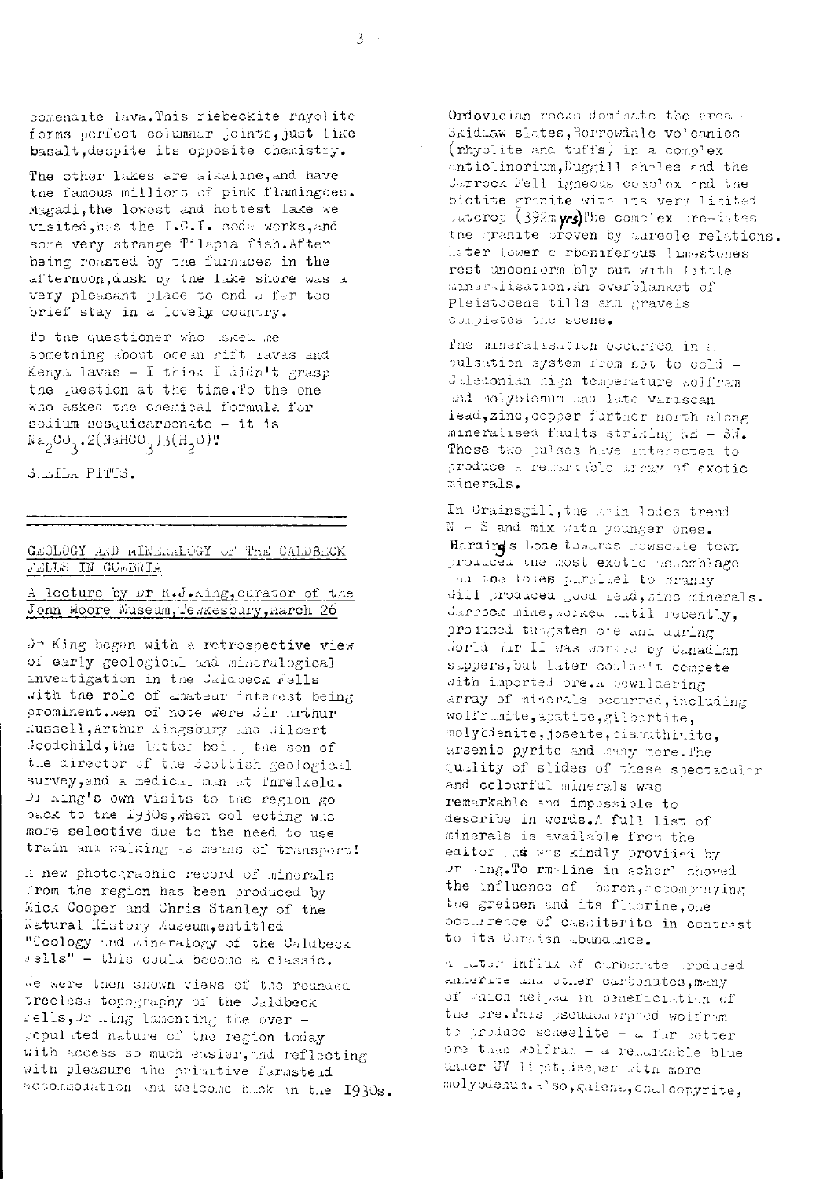comenaite lava. This riebeckite rhyolite forms perfect columnar joints, just like basalt, despite its opposite chemistry.

The other lakes are alkaline, and have the famous millions of pink flamingoes. Magadi, the lowest and hottest lake we visited, has the I.C.I. soda works, and some very strange Tilapia fish. After being roasted by the furnaces in the afternoon, dusk by the lake shore was a very pleasant place to end a far too brief stay in a lovely country.

To the questioner who asked me something about ocean rift lavas and Kenya lavas - I think I didn't grasp the question at the time. To the one who asked the chemical formula for sodium sesquicarbonate - it is $Na_2CO_3.2(NaHCO_3)3(H_2O)$!

SHEILA PITTS.

---

## GEOLOGY AND MINERALOGY OF THE CALDBECK FELLS IN CUMBRIA

A lecture by Dr R.J.King, curator of the John Moore Museum, Tewkesbury, March 26

Dr King began with a retrospective view of early geological and mineralogical investigation in the Caldbeck Fells with the role of amateur interest being prominent. Men of note were Sir Arthur Russell, Arthur Kingsbury and Gilbert Goodchild, the latter being the son of the director of the Scottish geological survey, and a medical man at Threlkeld. Dr King's own visits to the region go back to the 1930s, when collecting was more selective due to the need to use train and walking as means of transport!

A new photographic record of minerals from the region has been produced by Mick Cooper and Chris Stanley of the Natural History Museum, entitled "Geology and Mineralogy of the Caldbeck Fells" - this could become a classic.

We were then shown views of the rounded treeless topography of the Caldbeck Fells, Dr King lamenting the over-populated nature of the region today with access so much easier, and reflecting with pleasure the primitive farmstead accommodation and welcome back in the 1930s.

Ordovician rocks dominate the area - Skiddaw slates, Borrowdale volcanics (rhyolite and tuffs) in a complex anticlinorium, Dugqill shales and the Carrock Fell igneous complex and the biotite granite with its very limited outcrop (392m **yrs**). The complex pre-dates the granite proven by aureole relations. Later lower carboniferous limestones rest unconformably but with little mineralisation. An overblanket of Pleistocene tills and gravels completes the scene.

The mineralisation occurred in a pulsation system from hot to cold - Caledonian high temperature wolfram and molybdenum and late Variscan lead, zinc, copper further north along mineralised faults striking NE - SW. These two pulses have intersected to produce a remarkable array of exotic minerals.

In Grainsgill, the main lodes trend N - S and mix with younger ones. **Harding's** Lode towards Bowscale town produced the most exotic assemblage and the lodes parallel to Brandy Gill produced good lead, zinc minerals. Carrock mine, worked until recently, produced tungsten ore and during World War II was worked by Canadian sappers, but later couldn't compete with imported ore. A bewildering array of minerals occurred, including wolframite, apatite, gilbertite, molybdenite, joseite, bismuthinite, arsenic pyrite and many more. The quality of slides of these spectacular and colourful minerals was remarkable and impossible to describe in words. A full list of minerals is available from the editor and was kindly provided by Dr King. Tourmaline in schorl showed the influence of boron, accompanying the greisen and its fluorine, one occurrence of cassiterite in contrast to its Cornish abundance.

A later influx of carbonate produced ankerite and other carbonates, many of which helped in beneficiation of the ore. This pseudomorphed wolfram to produce scheelite - a far better ore than wolfram - a remarkable blue under UV light, deeper with more molybdenum. Also, galena, chalcopyrite,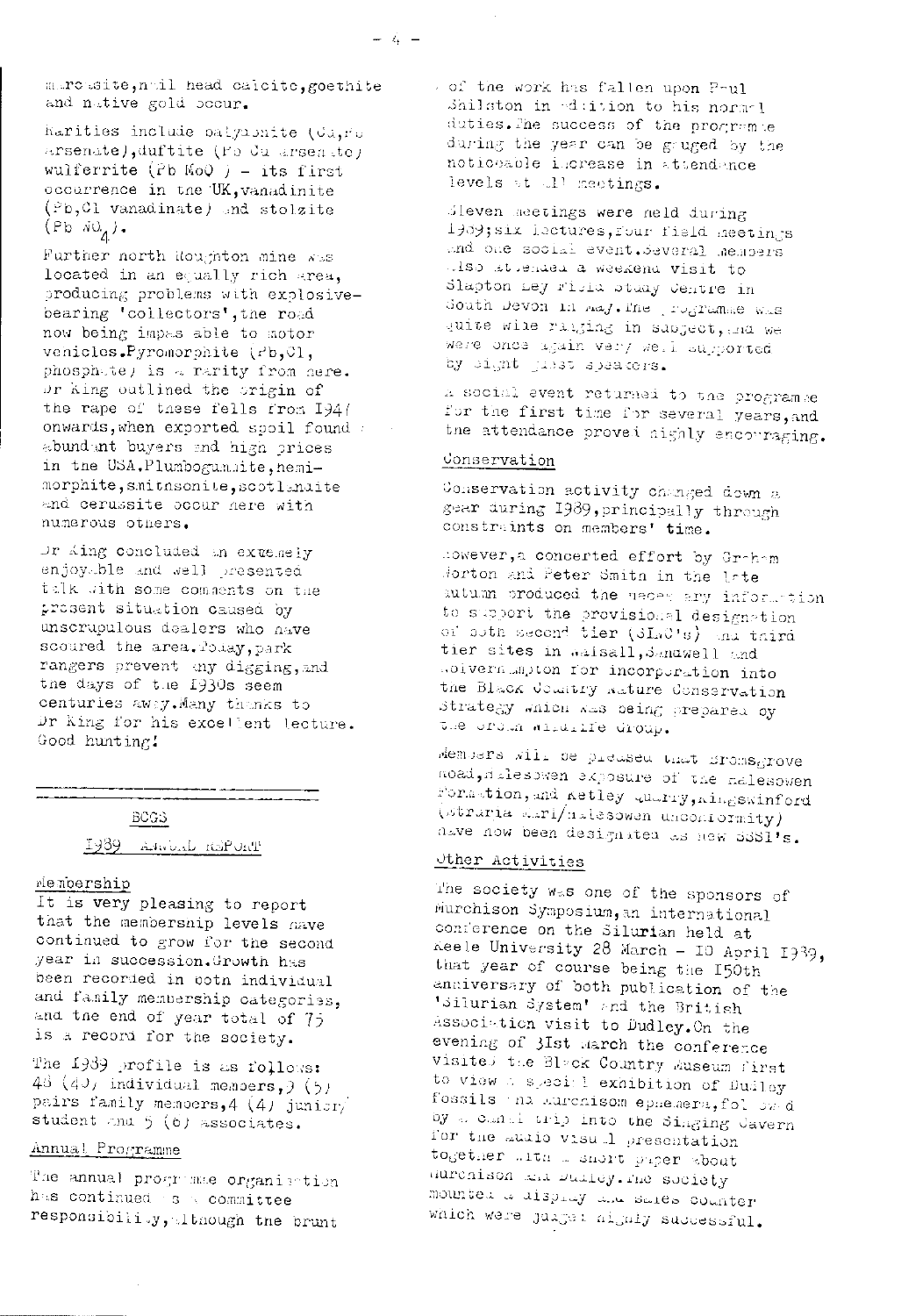marcasite, nail head calcite, goethite and native gold occur.

Rarities include bayldonite (Cu,Pb arsenate), duftite (Pb Cu arsenate) wulferrite (Pb MoO) - its first occurrence in the UK, vanadinite (Pb,Cl vanadinate) and stolzite ($Pb\ WO_4$).

Further north Roughton mine was located in an equally rich area, producing problems with explosive-bearing 'collectors', the road now being impassable to motor vehicles. Pyromorphite (Pb,Cl, phosphate) is a rarity from here. Dr King outlined the origin of the rape of these fells from 1947 onwards, when exported spoil found abundant buyers and high prices in the USA. Plumbogummite, hemimorphite, smithsonite, scotlandite and cerussite occur here with numerous others.

Dr King concluded an extremely enjoyable and well presented talk with some comments on the present situation caused by unscrupulous dealers who have scoured the area. Today, park rangers prevent any digging, and the days of the 1930s seem centuries away. Many thanks to Dr King for his excellent lecture. Good hunting!

---

## BCGS

## 1989 ANNUAL REPORT

### Membership

It is very pleasing to report that the membership levels have continued to grow for the second year in succession. Growth has been recorded in both individual and family membership categories, and the end of year total of 75 is a record for the society.

The 1989 profile is as follows: 48 (40) individual members, 9 (5) pairs family members, 4 (4) junior/student and 5 (6) associates.

### Annual Programme

The annual programme organisation has continued as a committee responsibility, although the brunt of the work has fallen upon Paul Shilston in addition to his normal duties. The success of the programme during the year can be gauged by the noticeable increase in attendance levels at all meetings.

Eleven meetings were held during 1989; six lectures, four field meetings and one social event. Several members also attended a weekend visit to Slapton Ley Field Study Centre in South Devon in May. The programme was quite wide ranging in subject, and we were once again very well supported by eight guest speakers.

A social event returned to the programme for the first time for several years, and the attendance proved highly encouraging.

### Conservation

Conservation activity changed down a gear during 1989, principally through constraints on members' time.

However, a concerted effort by Graham Worton and Peter Smith in the late autumn produced the necessary information to support the provisional designation of both second tier (SLNC's) and third tier sites in Walsall, Sandwell and Wolverhampton for incorporation into the Black Country Nature Conservation Strategy which was being prepared by the Urban Wildlife Group.

Members will be pleased that Bromsgrove Road, Halesowen exposure of the Halesowen Formation, and Ketley Quarry, Kingswinford (Etruria Marl/Halesowen unconformity) have now been designated as new SSSI's.

### Other Activities

The society was one of the sponsors of Murchison Symposium, an international conference on the Silurian held at Keele University 28 March - 10 April 1989, that year of course being the 150th anniversary of both publication of the 'Silurian System' and the British Association visit to Dudley. On the evening of 31st March the conference visited the Black Country Museum first to view a special exhibition of Dudley fossils and Murchison ephemera, followed by a canal trip into the Singing Cavern for the audio visual presentation together with a short paper about Murchison and Dudley. The society mounted a display and sales counter which were judged highly successful.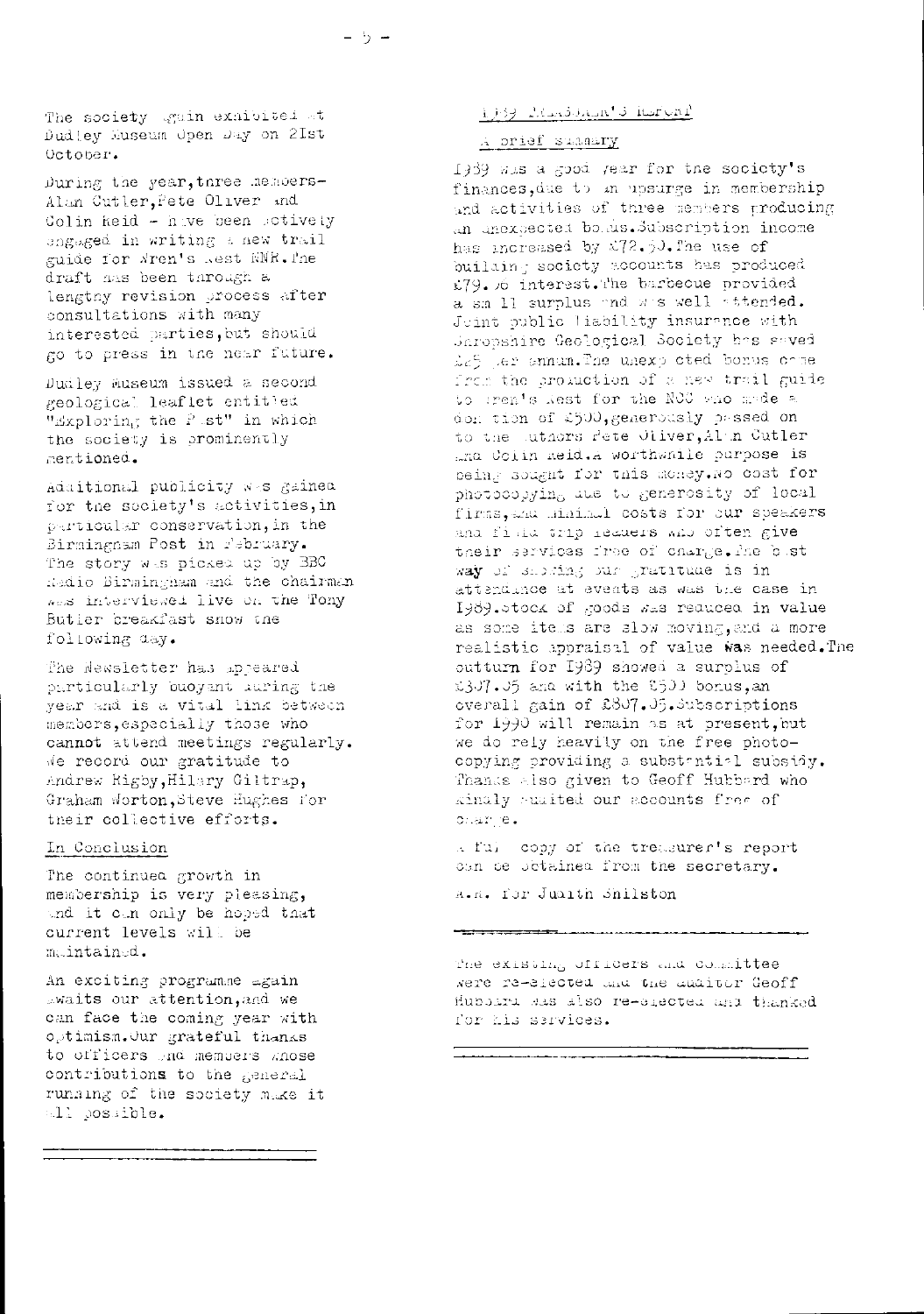The society again exhibited at Dudley Museum Open Day on 21st October.

During the year, three members-Alan Cutler, Pete Oliver and Colin Reid - have been actively engaged in writing a new trail guide for Wren's Nest NNR. The draft has been through a lengthy revision process after consultations with many interested parties, but should go to press in the near future.

Dudley Museum issued a second geological leaflet entitled "Exploring the Past" in which the society is prominently mentioned.

Additional publicity was gained for the society's activities, in particular conservation, in the Birmingham Post in February. The story was picked up by BBC Radio Birmingham and the chairman was interviewed live on the Tony Butler breakfast show the following day.

The Newsletter has appeared particularly buoyant during the year and is a vital link between members, especially those who cannot attend meetings regularly. We record our gratitude to Andrew Rigby, Hilary Giltrap, Graham Worton, Steve Hughes for their collective efforts.

## In Conclusion

The continued growth in membership is very pleasing, and it can only be hoped that current levels will be maintained.

An exciting programme again awaits our attention, and we can face the coming year with optimism. Our grateful thanks to officers and members whose contributions to the general running of the society make it all possible.

---

## 1989 TREASURER'S REPORT

### A brief summary

1989 was a good year for the society's finances, due to an upsurge in membership and activities of three members producing an unexpected bonus. Subscription income has increased by £72.50. The use of building society accounts has produced £79.00 interest. The barbecue provided a small surplus and was well attended. Joint public liability insurance with Shropshire Geological Society has saved £25 per annum. The unexpected bonus came from the production of a new trail guide to Wren's Nest for the NCC who made a donation of £500, generously passed on to the authors Pete Oliver, Alan Cutler and Colin Reid. A worthwhile purpose is being sought for this money. No cost for photocopying due to generosity of local firms, and minimal costs for our speakers and field trip leaders who often give their services free of charge. The best way of showing our gratitude is in attendance at events as was the case in 1989. Stock of goods was reduced in value as some items are slow moving, and a more realistic appraisal of value was needed. The outturn for 1989 showed a surplus of £307.05 and with the £500 bonus, an overall gain of £807.05. Subscriptions for 1990 will remain as at present, but we do rely heavily on the free photocopying providing a substantial subsidy. Thanks also given to Geoff Hubbard who kindly audited our accounts free of charge.

A full copy of the treasurer's report can be obtained from the secretary.

A.R. for Judith Shilston

---

The existing officers and committee were re-elected and the auditor Geoff Hubbard was also re-elected and thanked for his services.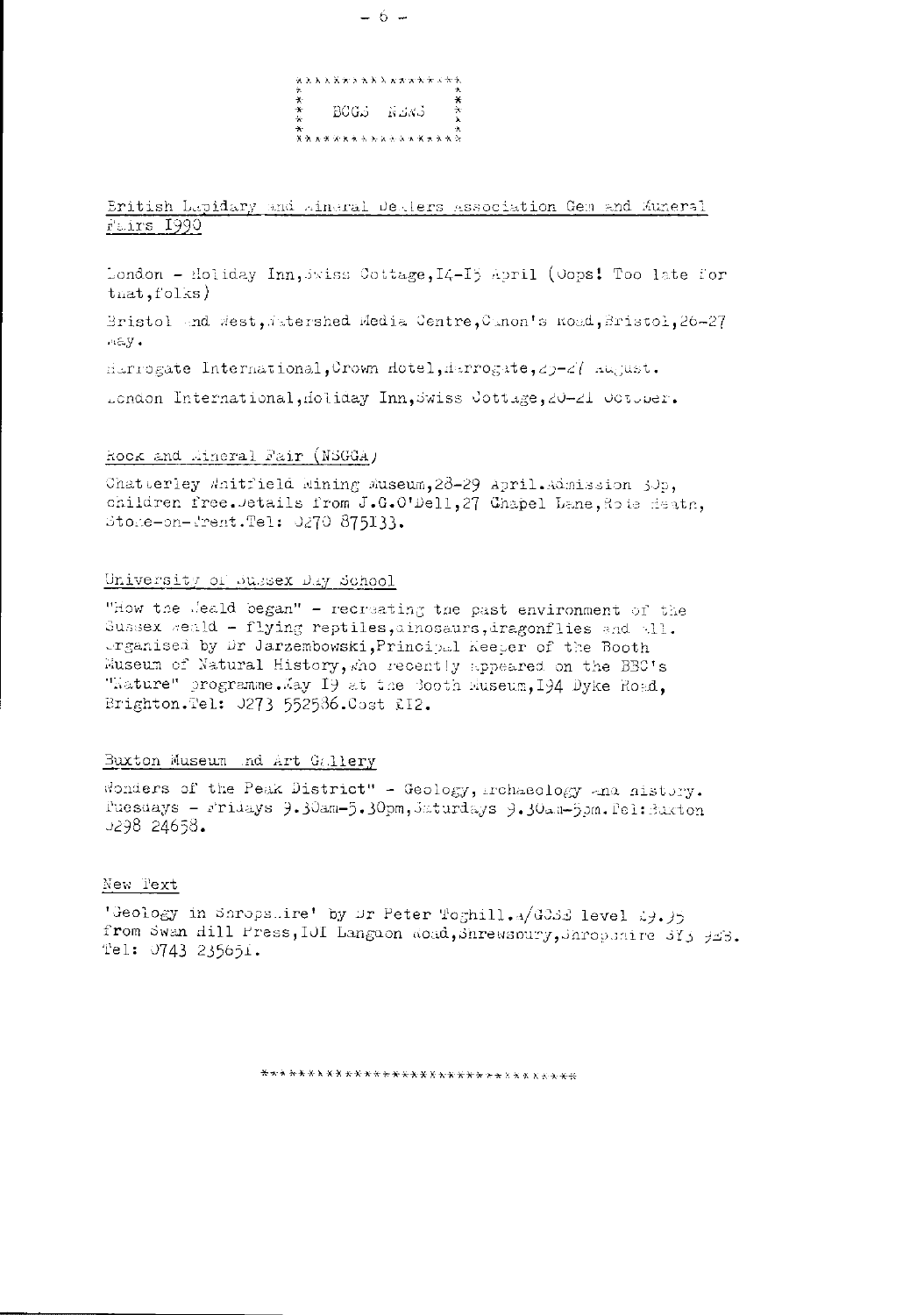# BOGS NEWS

## British Lapidary and Mineral Dealers Association Gem and Mineral Fairs 1990

London - Holiday Inn, Swiss Cottage, 14-15 April (Oops! Too late for that, folks)

Bristol and West, Watershed Media Centre, Canon's Road, Bristol, 26-27 May.

Harrogate International, Crown Hotel, Harrogate, 25-27 August.

London International, Holiday Inn, Swiss Cottage, 20-21 October.

## Rock and Mineral Fair (NSGGA)

Chatterley Whitfield Mining Museum, 28-29 April. Admission 30p, children free. Details from J.G.O'Dell, 27 Chapel Lane, Rode Heath, Stoke-on-Trent. Tel: 0270 875133.

## University of Sussex Day School

"How the Weald began" - recreating the past environment of the Sussex Weald - flying reptiles, dinosaurs, dragonflies and all. Organised by Dr Jarzembowski, Principal Keeper of the Booth Museum of Natural History, who recently appeared on the BBC's "Nature" programme. May 19 at the Booth Museum, 194 Dyke Road, Brighton. Tel: 0273 552586. Cost £12.

## Buxton Museum and Art Gallery

Wonders of the Peak District" - Geology, archaeology and history. Tuesdays - Fridays 9.30am-5.30pm, Saturdays 9.30am-5pm. Tel: Buxton 0298 24658.

## New Text

'Geology in Shropshire' by Dr Peter Toghill. A/GCSE level £9.95 from Swan Hill Press, 101 Langdon Road, Shrewsbury, Shropshire SY3 9EB. Tel: 0743 235651.

\*\*\*\*\*\*\*\*\*\*\*\*\*\*\*\*\*\*\*\*\*\*\*\*\*\*\*\*\*\*\*\*\*\*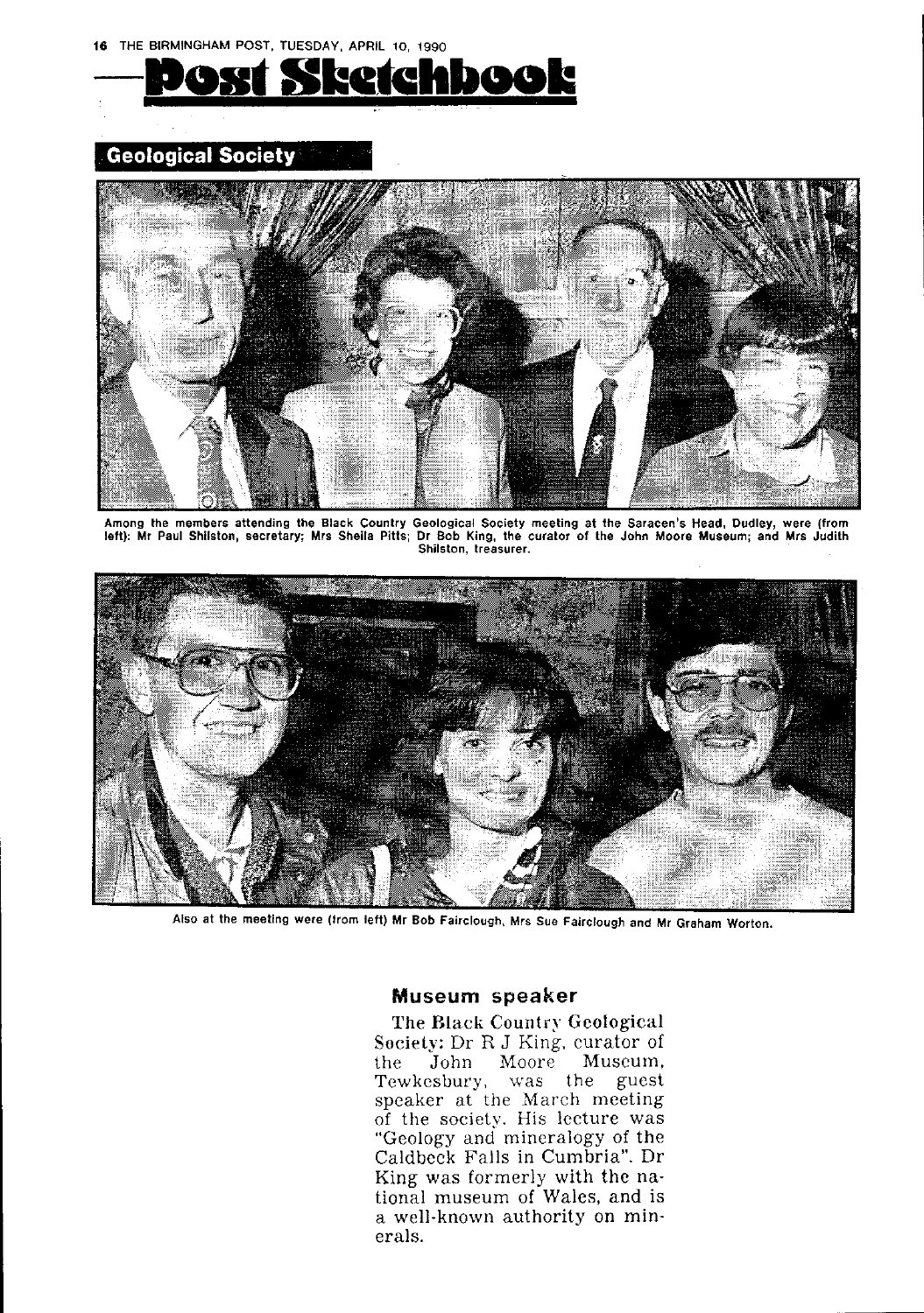THE BIRMINGHAM POST, TUESDAY, APRIL 10, 1990

# Post Sketchbook

## Geological Society

Among the members attending the Black Country Geological Society meeting at the Saracen's Head, Dudley, were (from left): Mr Paul Shilston, secretary; Mrs Sheila Pitts; Dr Bob King, the curator of the John Moore Museum; and Mrs Judith Shilston, treasurer.

Also at the meeting were (from left) Mr Bob Fairclough, Mrs Sue Fairclough and Mr Graham Worton.

### Museum speaker

The Black Country Geological Society: Dr R J King, curator of the John Moore Museum, Tewkesbury, was the guest speaker at the March meeting of the society. His lecture was "Geology and mineralogy of the Caldbeck Falls in Cumbria". Dr King was formerly with the national museum of Wales, and is a well-known authority on minerals.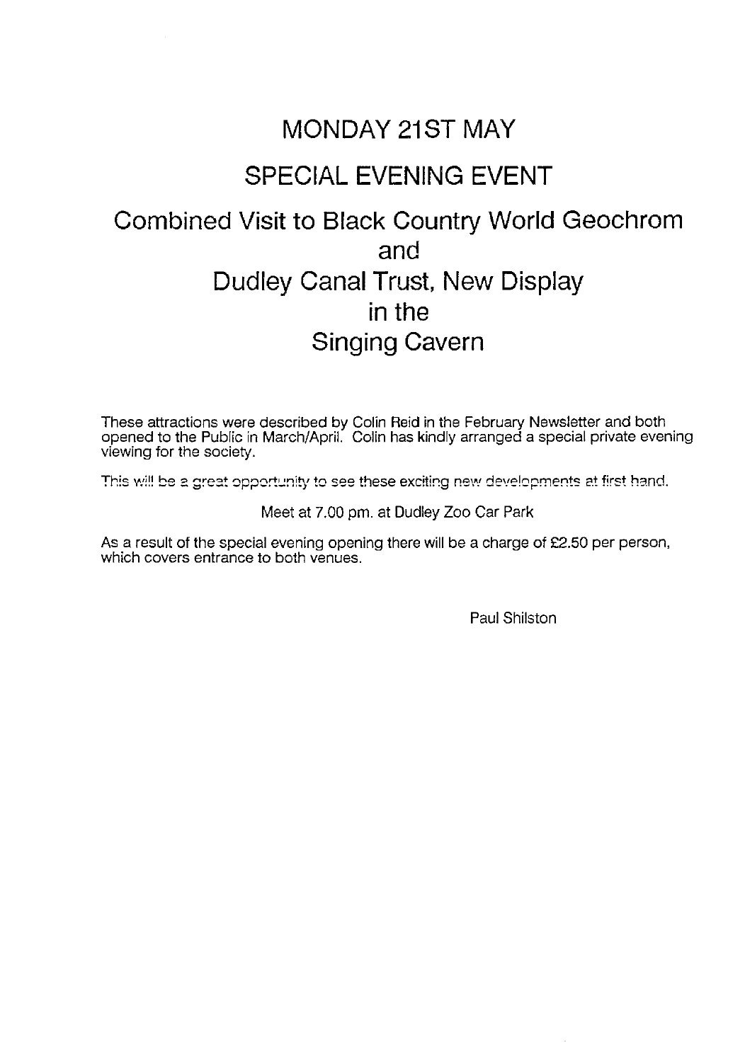# MONDAY 21ST MAY

## SPECIAL EVENING EVENT

## Combined Visit to Black Country World Geochrom and Dudley Canal Trust, New Display in the Singing Cavern

These attractions were described by Colin Reid in the February Newsletter and both opened to the Public in March/April. Colin has kindly arranged a special private evening viewing for the society.

This will be a great opportunity to see these exciting new developments at first hand.

Meet at 7.00 pm. at Dudley Zoo Car Park

As a result of the special evening opening there will be a charge of £2.50 per person, which covers entrance to both venues.

Paul Shilston